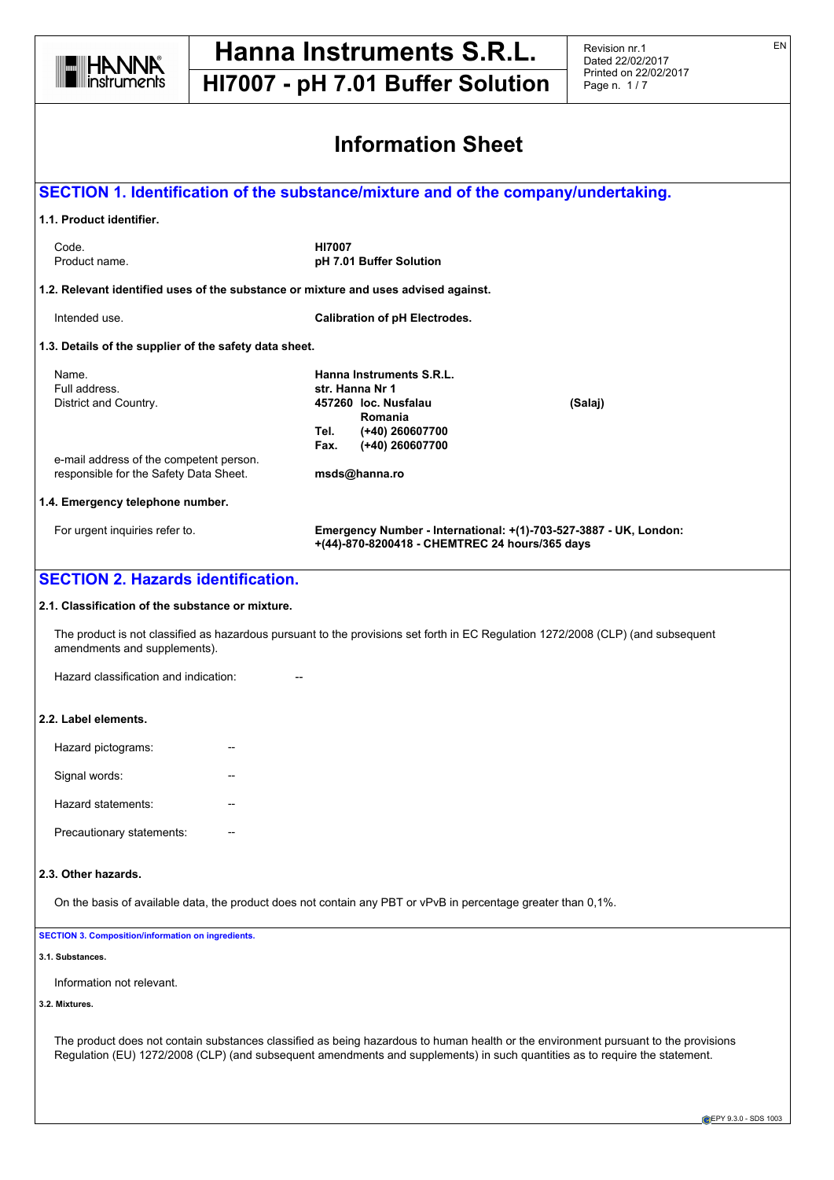# Hanna Instruments S.R.L.

## HI7007 - pH 7.01 Buffer Solution

Revision nr.1
Dated 22/02/2017
Printed on 22/02/2017

# Information Sheet

## SECTION 1. Identification of the substance/mixture and of the company/undertaking.

### 1.1. Product identifier.

| | |
|---|---|
| Code. | **HI7007** |
| Product name. | **pH 7.01 Buffer Solution** |

### 1.2. Relevant identified uses of the substance or mixture and uses advised against.

| | |
|---|---|
| Intended use. | **Calibration of pH Electrodes.** |

### 1.3. Details of the supplier of the safety data sheet.

| | |
|---|---|
| Name. | **Hanna Instruments S.R.L.** |
| Full address. | **str. Hanna Nr 1** |
| District and Country. | **457260 loc. Nusfalau (Salaj)** |
| | **Romania** |
| | **Tel. (+40) 260607700** |
| | **Fax. (+40) 260607700** |
| e-mail address of the competent person. responsible for the Safety Data Sheet. | **msds@hanna.ro** |

### 1.4. Emergency telephone number.

| | |
|---|---|
| For urgent inquiries refer to. | **Emergency Number - International: +(1)-703-527-3887 - UK, London: +(44)-870-8200418 - CHEMTREC 24 hours/365 days** |

## SECTION 2. Hazards identification.

### 2.1. Classification of the substance or mixture.

The product is not classified as hazardous pursuant to the provisions set forth in EC Regulation 1272/2008 (CLP) (and subsequent amendments and supplements).

Hazard classification and indication: --

### 2.2. Label elements.

Hazard pictograms: --

Signal words: --

Hazard statements: --

Precautionary statements: --

### 2.3. Other hazards.

On the basis of available data, the product does not contain any PBT or vPvB in percentage greater than 0,1%.

## SECTION 3. Composition/information on ingredients.

### 3.1. Substances.

Information not relevant.

### 3.2. Mixtures.

The product does not contain substances classified as being hazardous to human health or the environment pursuant to the provisions Regulation (EU) 1272/2008 (CLP) (and subsequent amendments and supplements) in such quantities as to require the statement.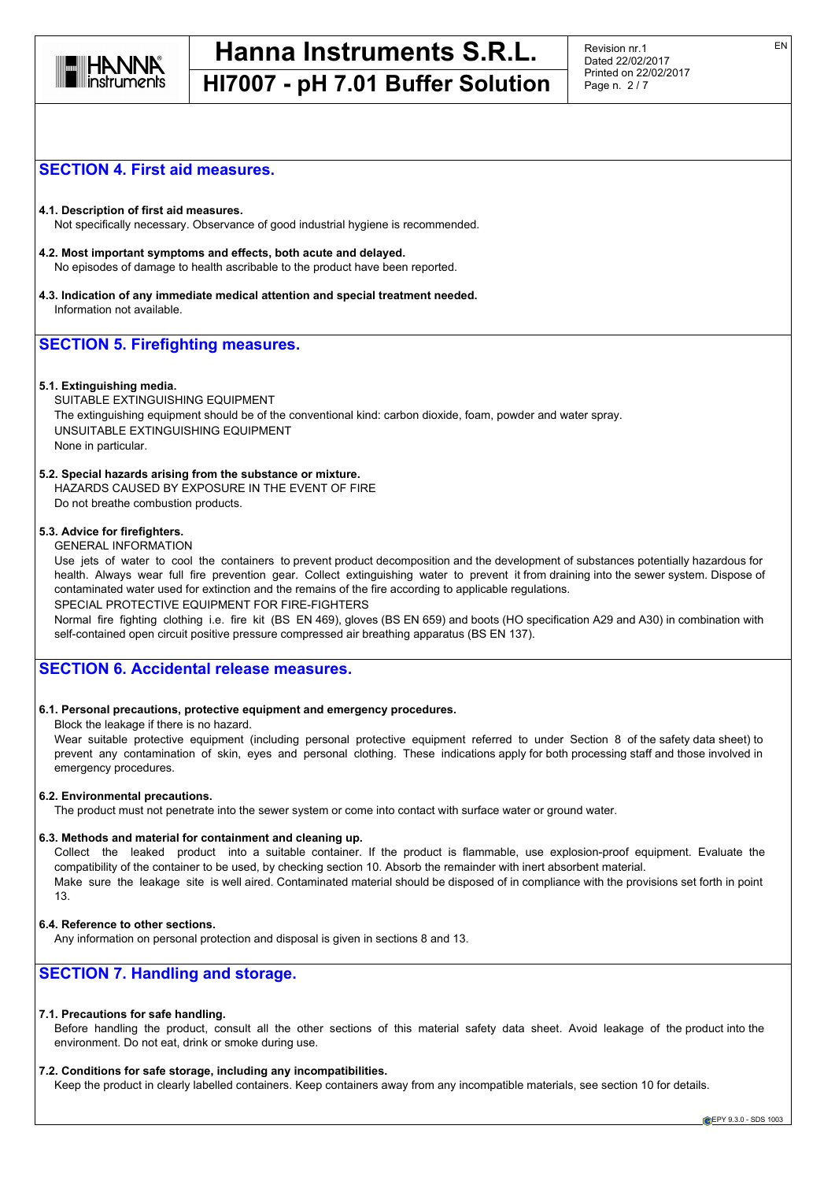## SECTION 4. First aid measures.

**4.1. Description of first aid measures.**

Not specifically necessary. Observance of good industrial hygiene is recommended.

**4.2. Most important symptoms and effects, both acute and delayed.**

No episodes of damage to health ascribable to the product have been reported.

**4.3. Indication of any immediate medical attention and special treatment needed.**

Information not available.

## SECTION 5. Firefighting measures.

**5.1. Extinguishing media.**

SUITABLE EXTINGUISHING EQUIPMENT

The extinguishing equipment should be of the conventional kind: carbon dioxide, foam, powder and water spray.

UNSUITABLE EXTINGUISHING EQUIPMENT

None in particular.

**5.2. Special hazards arising from the substance or mixture.**

HAZARDS CAUSED BY EXPOSURE IN THE EVENT OF FIRE

Do not breathe combustion products.

**5.3. Advice for firefighters.**

GENERAL INFORMATION

Use jets of water to cool the containers to prevent product decomposition and the development of substances potentially hazardous for health. Always wear full fire prevention gear. Collect extinguishing water to prevent it from draining into the sewer system. Dispose of contaminated water used for extinction and the remains of the fire according to applicable regulations.

SPECIAL PROTECTIVE EQUIPMENT FOR FIRE-FIGHTERS

Normal fire fighting clothing i.e. fire kit (BS EN 469), gloves (BS EN 659) and boots (HO specification A29 and A30) in combination with self-contained open circuit positive pressure compressed air breathing apparatus (BS EN 137).

## SECTION 6. Accidental release measures.

**6.1. Personal precautions, protective equipment and emergency procedures.**

Block the leakage if there is no hazard.

Wear suitable protective equipment (including personal protective equipment referred to under Section 8 of the safety data sheet) to prevent any contamination of skin, eyes and personal clothing. These indications apply for both processing staff and those involved in emergency procedures.

**6.2. Environmental precautions.**

The product must not penetrate into the sewer system or come into contact with surface water or ground water.

**6.3. Methods and material for containment and cleaning up.**

Collect the leaked product into a suitable container. If the product is flammable, use explosion-proof equipment. Evaluate the compatibility of the container to be used, by checking section 10. Absorb the remainder with inert absorbent material.

Make sure the leakage site is well aired. Contaminated material should be disposed of in compliance with the provisions set forth in point 13.

**6.4. Reference to other sections.**

Any information on personal protection and disposal is given in sections 8 and 13.

## SECTION 7. Handling and storage.

**7.1. Precautions for safe handling.**

Before handling the product, consult all the other sections of this material safety data sheet. Avoid leakage of the product into the environment. Do not eat, drink or smoke during use.

**7.2. Conditions for safe storage, including any incompatibilities.**

Keep the product in clearly labelled containers. Keep containers away from any incompatible materials, see section 10 for details.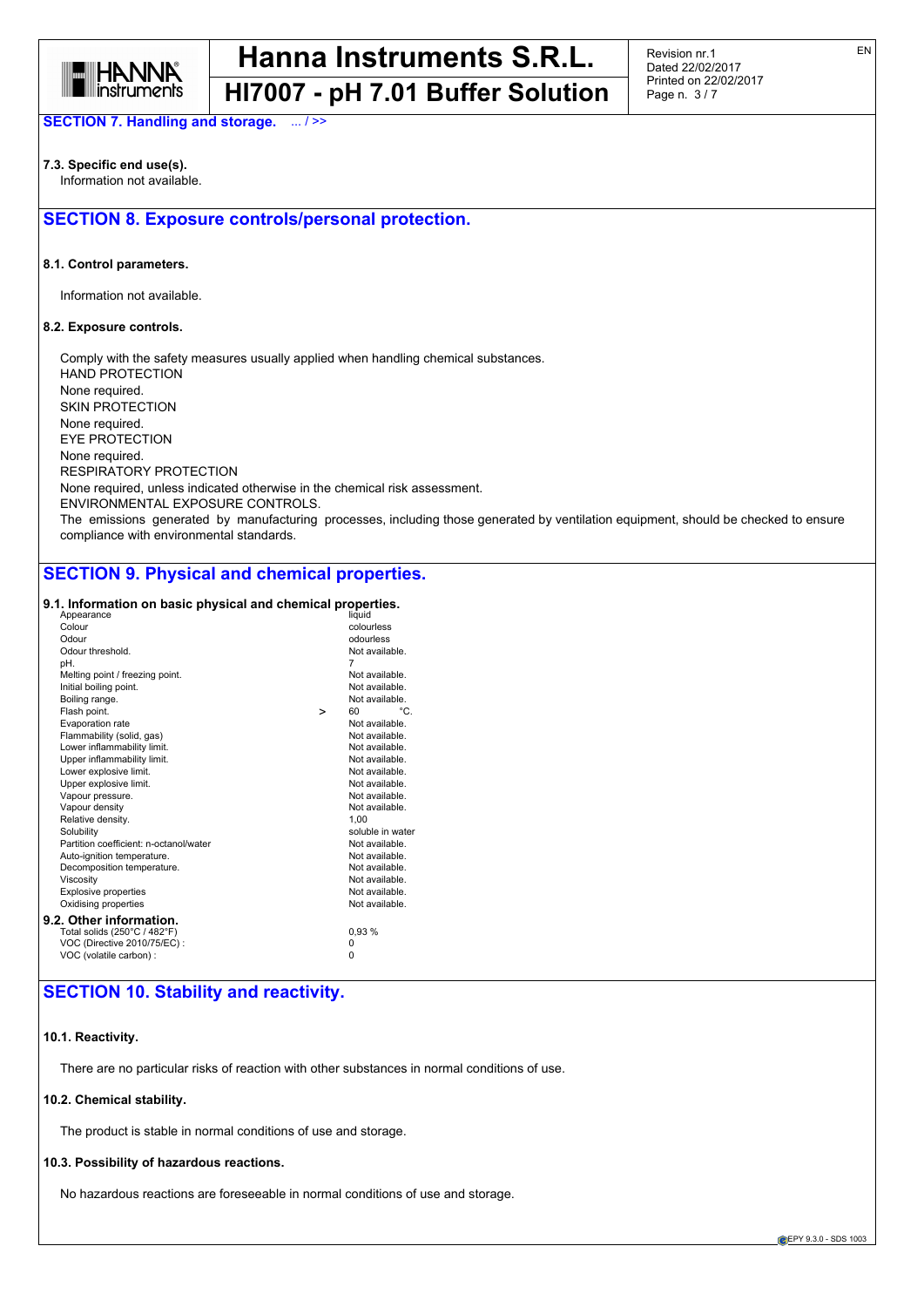**SECTION 7. Handling and storage.** ... / >>

**7.3. Specific end use(s).**

Information not available.

## SECTION 8. Exposure controls/personal protection.

**8.1. Control parameters.**

Information not available.

**8.2. Exposure controls.**

Comply with the safety measures usually applied when handling chemical substances.
HAND PROTECTION
None required.
SKIN PROTECTION
None required.
EYE PROTECTION
None required.
RESPIRATORY PROTECTION
None required, unless indicated otherwise in the chemical risk assessment.
ENVIRONMENTAL EXPOSURE CONTROLS.
The emissions generated by manufacturing processes, including those generated by ventilation equipment, should be checked to ensure compliance with environmental standards.

## SECTION 9. Physical and chemical properties.

**9.1. Information on basic physical and chemical properties.**

| Property | | Value |
|---|---|---|
| Appearance | | liquid |
| Colour | | colourless |
| Odour | | odourless |
| Odour threshold. | | Not available. |
| pH. | | 7 |
| Melting point / freezing point. | | Not available. |
| Initial boiling point. | | Not available. |
| Boiling range. | | Not available. |
| Flash point. | > | 60 °C. |
| Evaporation rate | | Not available. |
| Flammability (solid, gas) | | Not available. |
| Lower inflammability limit. | | Not available. |
| Upper inflammability limit. | | Not available. |
| Lower explosive limit. | | Not available. |
| Upper explosive limit. | | Not available. |
| Vapour pressure. | | Not available. |
| Vapour density | | Not available. |
| Relative density. | | 1,00 |
| Solubility | | soluble in water |
| Partition coefficient: n-octanol/water | | Not available. |
| Auto-ignition temperature. | | Not available. |
| Decomposition temperature. | | Not available. |
| Viscosity | | Not available. |
| Explosive properties | | Not available. |
| Oxidising properties | | Not available. |

**9.2. Other information.**

| Property | Value |
|---|---|
| Total solids (250°C / 482°F) | 0,93 % |
| VOC (Directive 2010/75/EC) : | 0 |
| VOC (volatile carbon) : | 0 |

## SECTION 10. Stability and reactivity.

**10.1. Reactivity.**

There are no particular risks of reaction with other substances in normal conditions of use.

**10.2. Chemical stability.**

The product is stable in normal conditions of use and storage.

**10.3. Possibility of hazardous reactions.**

No hazardous reactions are foreseeable in normal conditions of use and storage.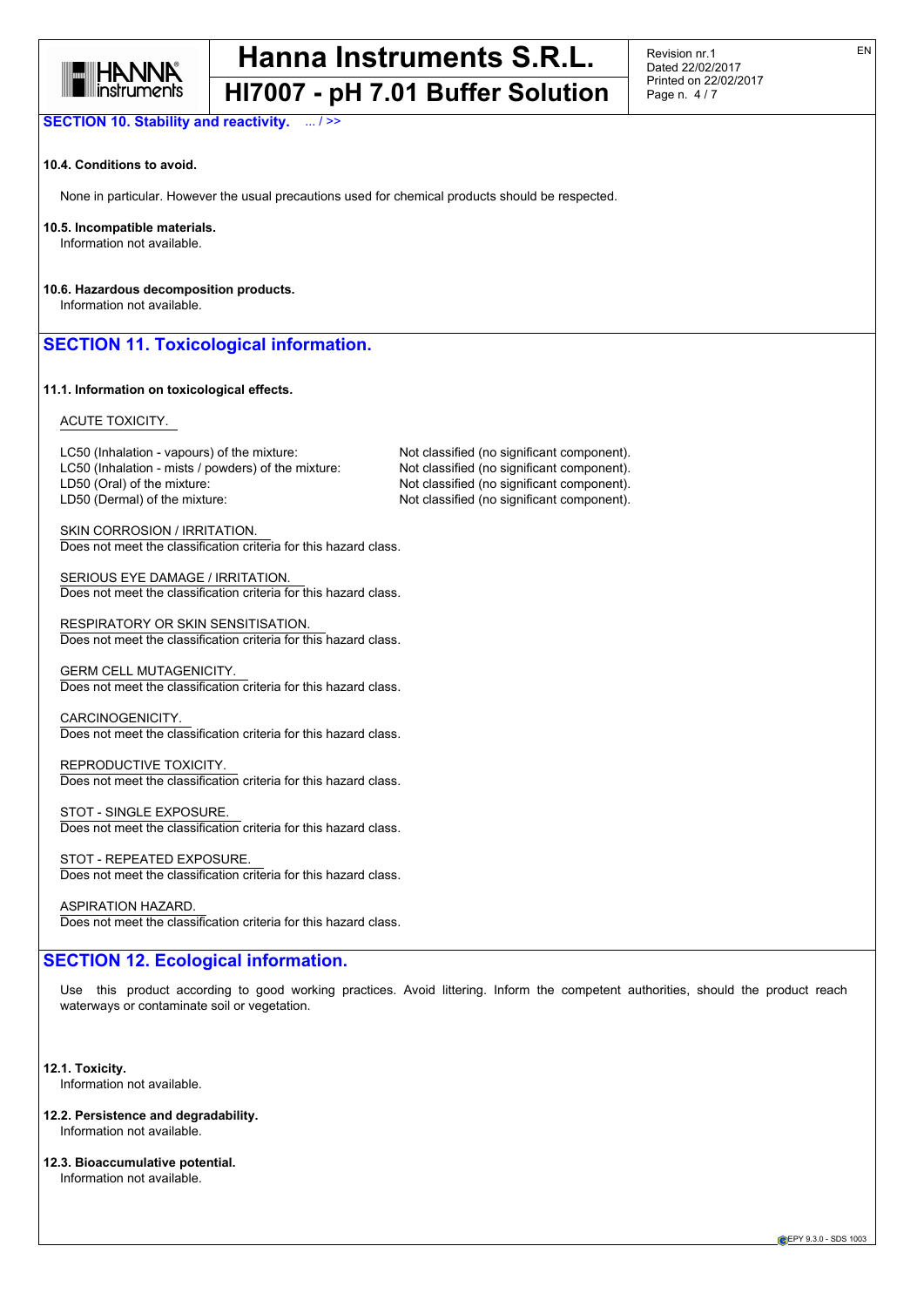**SECTION 10. Stability and reactivity.** ... / >>

**10.4. Conditions to avoid.**

None in particular. However the usual precautions used for chemical products should be respected.

**10.5. Incompatible materials.**
Information not available.

**10.6. Hazardous decomposition products.**
Information not available.

## SECTION 11. Toxicological information.

**11.1. Information on toxicological effects.**

ACUTE TOXICITY.

| | |
|---|---|
| LC50 (Inhalation - vapours) of the mixture: | Not classified (no significant component). |
| LC50 (Inhalation - mists / powders) of the mixture: | Not classified (no significant component). |
| LD50 (Oral) of the mixture: | Not classified (no significant component). |
| LD50 (Dermal) of the mixture: | Not classified (no significant component). |

SKIN CORROSION / IRRITATION.
Does not meet the classification criteria for this hazard class.

SERIOUS EYE DAMAGE / IRRITATION.
Does not meet the classification criteria for this hazard class.

RESPIRATORY OR SKIN SENSITISATION.
Does not meet the classification criteria for this hazard class.

GERM CELL MUTAGENICITY.
Does not meet the classification criteria for this hazard class.

CARCINOGENICITY.
Does not meet the classification criteria for this hazard class.

REPRODUCTIVE TOXICITY.
Does not meet the classification criteria for this hazard class.

STOT - SINGLE EXPOSURE.
Does not meet the classification criteria for this hazard class.

STOT - REPEATED EXPOSURE.
Does not meet the classification criteria for this hazard class.

ASPIRATION HAZARD.
Does not meet the classification criteria for this hazard class.

## SECTION 12. Ecological information.

Use this product according to good working practices. Avoid littering. Inform the competent authorities, should the product reach waterways or contaminate soil or vegetation.

**12.1. Toxicity.**
Information not available.

**12.2. Persistence and degradability.**
Information not available.

**12.3. Bioaccumulative potential.**
Information not available.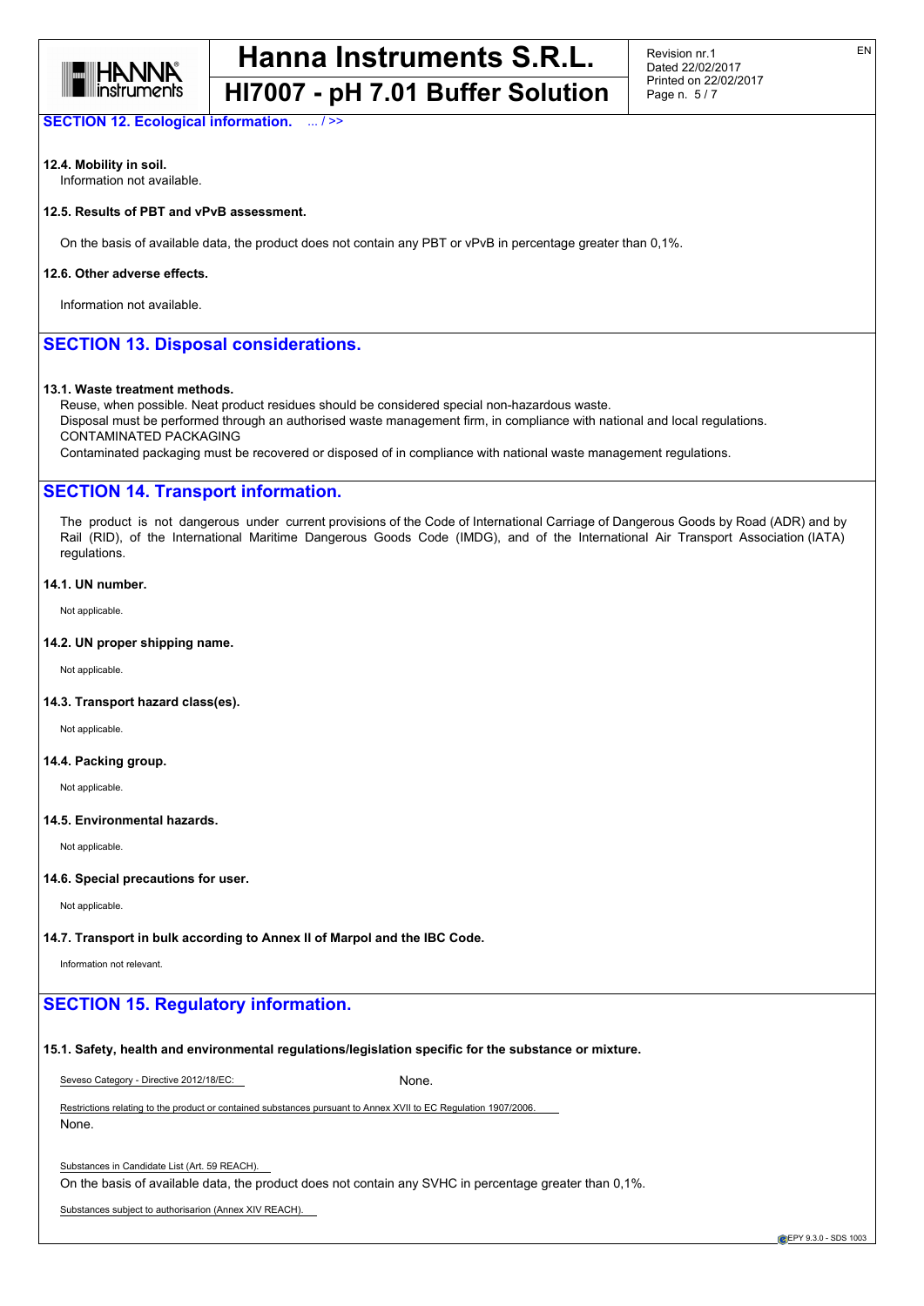**SECTION 12. Ecological information.** ... / >>

**12.4. Mobility in soil.**

Information not available.

**12.5. Results of PBT and vPvB assessment.**

On the basis of available data, the product does not contain any PBT or vPvB in percentage greater than 0,1%.

**12.6. Other adverse effects.**

Information not available.

## SECTION 13. Disposal considerations.

**13.1. Waste treatment methods.**

Reuse, when possible. Neat product residues should be considered special non-hazardous waste.
Disposal must be performed through an authorised waste management firm, in compliance with national and local regulations.
CONTAMINATED PACKAGING
Contaminated packaging must be recovered or disposed of in compliance with national waste management regulations.

## SECTION 14. Transport information.

The product is not dangerous under current provisions of the Code of International Carriage of Dangerous Goods by Road (ADR) and by Rail (RID), of the International Maritime Dangerous Goods Code (IMDG), and of the International Air Transport Association (IATA) regulations.

**14.1. UN number.**

Not applicable.

**14.2. UN proper shipping name.**

Not applicable.

**14.3. Transport hazard class(es).**

Not applicable.

**14.4. Packing group.**

Not applicable.

**14.5. Environmental hazards.**

Not applicable.

**14.6. Special precautions for user.**

Not applicable.

**14.7. Transport in bulk according to Annex II of Marpol and the IBC Code.**

Information not relevant.

## SECTION 15. Regulatory information.

**15.1. Safety, health and environmental regulations/legislation specific for the substance or mixture.**

Seveso Category - Directive 2012/18/EC: None.

Restrictions relating to the product or contained substances pursuant to Annex XVII to EC Regulation 1907/2006.
None.

Substances in Candidate List (Art. 59 REACH).
On the basis of available data, the product does not contain any SVHC in percentage greater than 0,1%.

Substances subject to authorisarion (Annex XIV REACH).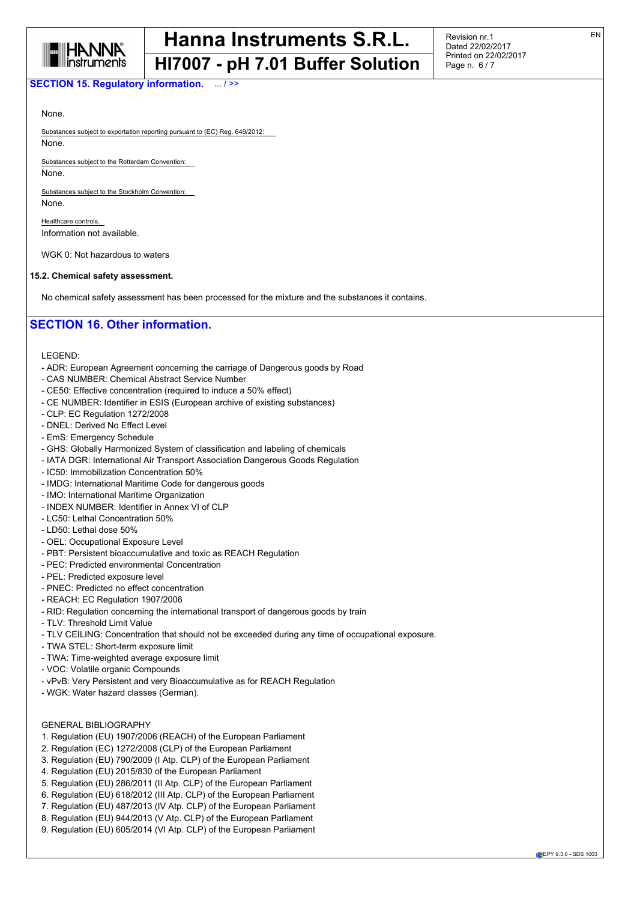## SECTION 15. Regulatory information. ... / >>

None.

Substances subject to exportation reporting pursuant to (EC) Reg. 649/2012:

None.

Substances subject to the Rotterdam Convention:

None.

Substances subject to the Stockholm Convention:

None.

Healthcare controls.

Information not available.

WGK 0: Not hazardous to waters

**15.2. Chemical safety assessment.**

No chemical safety assessment has been processed for the mixture and the substances it contains.

## SECTION 16. Other information.

LEGEND:

- ADR: European Agreement concerning the carriage of Dangerous goods by Road
- CAS NUMBER: Chemical Abstract Service Number
- CE50: Effective concentration (required to induce a 50% effect)
- CE NUMBER: Identifier in ESIS (European archive of existing substances)
- CLP: EC Regulation 1272/2008
- DNEL: Derived No Effect Level
- EmS: Emergency Schedule
- GHS: Globally Harmonized System of classification and labeling of chemicals
- IATA DGR: International Air Transport Association Dangerous Goods Regulation
- IC50: Immobilization Concentration 50%
- IMDG: International Maritime Code for dangerous goods
- IMO: International Maritime Organization
- INDEX NUMBER: Identifier in Annex VI of CLP
- LC50: Lethal Concentration 50%
- LD50: Lethal dose 50%
- OEL: Occupational Exposure Level
- PBT: Persistent bioaccumulative and toxic as REACH Regulation
- PEC: Predicted environmental Concentration
- PEL: Predicted exposure level
- PNEC: Predicted no effect concentration
- REACH: EC Regulation 1907/2006
- RID: Regulation concerning the international transport of dangerous goods by train
- TLV: Threshold Limit Value
- TLV CEILING: Concentration that should not be exceeded during any time of occupational exposure.
- TWA STEL: Short-term exposure limit
- TWA: Time-weighted average exposure limit
- VOC: Volatile organic Compounds
- vPvB: Very Persistent and very Bioaccumulative as for REACH Regulation
- WGK: Water hazard classes (German).

GENERAL BIBLIOGRAPHY

1. Regulation (EU) 1907/2006 (REACH) of the European Parliament
2. Regulation (EC) 1272/2008 (CLP) of the European Parliament
3. Regulation (EU) 790/2009 (I Atp. CLP) of the European Parliament
4. Regulation (EU) 2015/830 of the European Parliament
5. Regulation (EU) 286/2011 (II Atp. CLP) of the European Parliament
6. Regulation (EU) 618/2012 (III Atp. CLP) of the European Parliament
7. Regulation (EU) 487/2013 (IV Atp. CLP) of the European Parliament
8. Regulation (EU) 944/2013 (V Atp. CLP) of the European Parliament
9. Regulation (EU) 605/2014 (VI Atp. CLP) of the European Parliament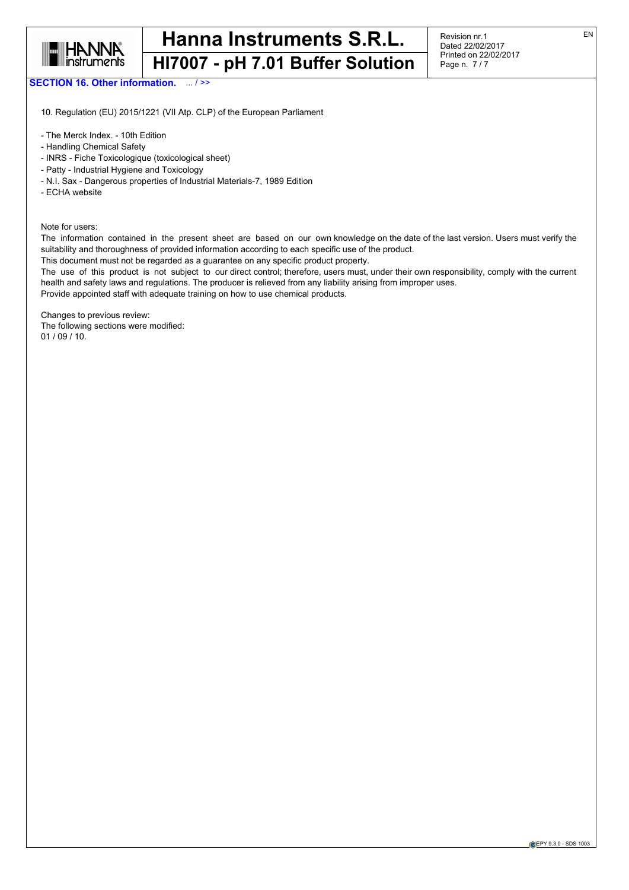**SECTION 16. Other information.** ... / >>

10. Regulation (EU) 2015/1221 (VII Atp. CLP) of the European Parliament

- The Merck Index. - 10th Edition
- Handling Chemical Safety
- INRS - Fiche Toxicologique (toxicological sheet)
- Patty - Industrial Hygiene and Toxicology
- N.I. Sax - Dangerous properties of Industrial Materials-7, 1989 Edition
- ECHA website

Note for users:

The information contained in the present sheet are based on our own knowledge on the date of the last version. Users must verify the suitability and thoroughness of provided information according to each specific use of the product.

This document must not be regarded as a guarantee on any specific product property.

The use of this product is not subject to our direct control; therefore, users must, under their own responsibility, comply with the current health and safety laws and regulations. The producer is relieved from any liability arising from improper uses.

Provide appointed staff with adequate training on how to use chemical products.

Changes to previous review:

The following sections were modified:

01 / 09 / 10.